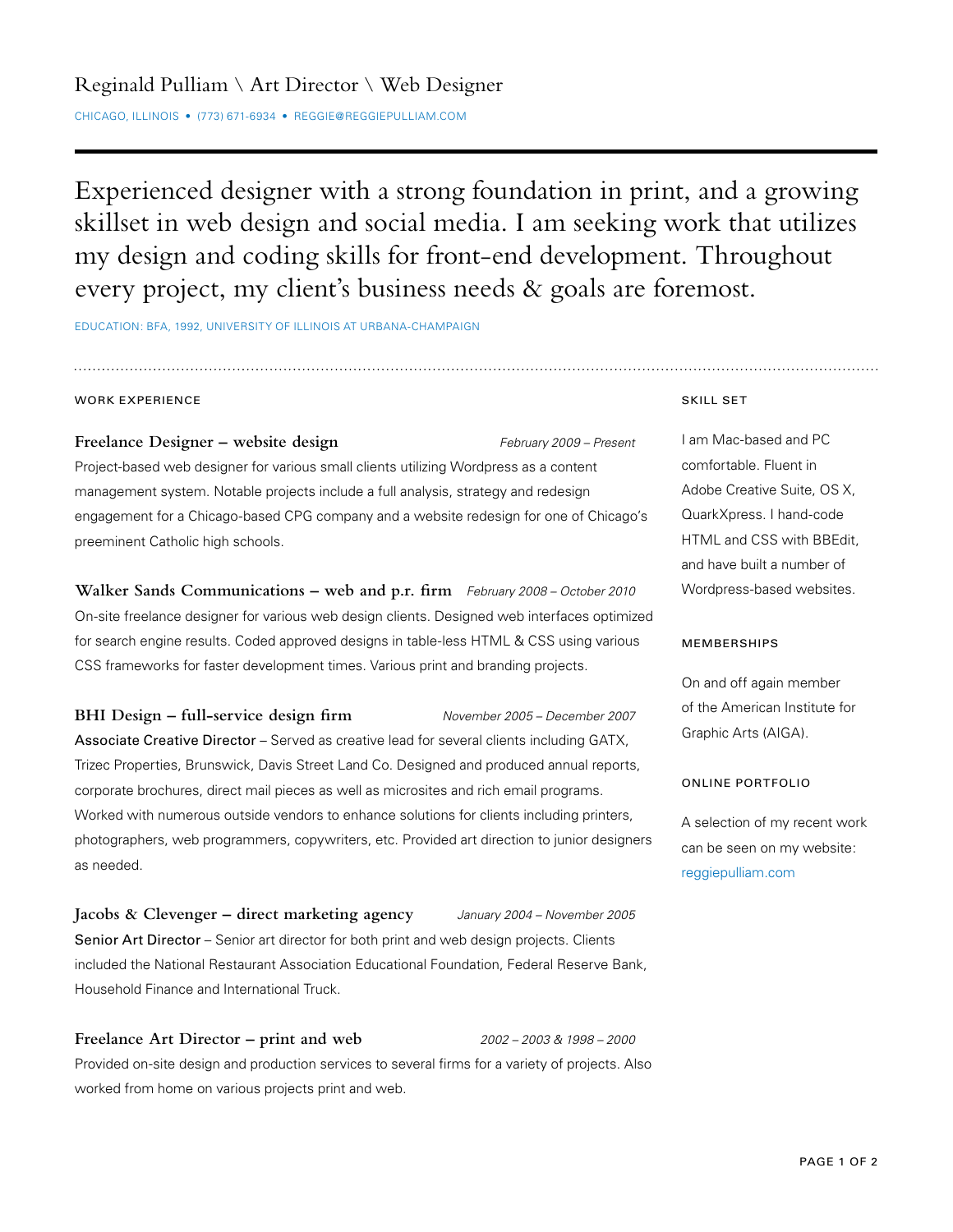# Reginald Pulliam \ Art Director \ Web Designer

CHICAGO, ILLINOIS • (773) 671-6934 • REGGIE@REGGIEPULLIAM.COM

---

Experienced designer with a strong foundation in print, and a growing skillset in web design and social media. I am seeking work that utilizes my design and coding skills for front-end development. Throughout every project, my client's business needs & goals are foremost.

EDUCATION: BFA, 1992, UNIVERSITY OF ILLINOIS AT URBANA-CHAMPAIGN

---

## WORK EXPERIENCE

**Freelance Designer – website design** *February 2009 – Present*

Project-based web designer for various small clients utilizing Wordpress as a content management system. Notable projects include a full analysis, strategy and redesign engagement for a Chicago-based CPG company and a website redesign for one of Chicago's preeminent Catholic high schools.

**Walker Sands Communications – web and p.r. firm** *February 2008 – October 2010*

On-site freelance designer for various web design clients. Designed web interfaces optimized for search engine results. Coded approved designs in table-less HTML & CSS using various CSS frameworks for faster development times. Various print and branding projects.

**BHI Design – full-service design firm** *November 2005 – December 2007*

Associate Creative Director – Served as creative lead for several clients including GATX, Trizec Properties, Brunswick, Davis Street Land Co. Designed and produced annual reports, corporate brochures, direct mail pieces as well as microsites and rich email programs. Worked with numerous outside vendors to enhance solutions for clients including printers, photographers, web programmers, copywriters, etc. Provided art direction to junior designers as needed.

**Jacobs & Clevenger – direct marketing agency** *January 2004 – November 2005*

Senior Art Director – Senior art director for both print and web design projects. Clients included the National Restaurant Association Educational Foundation, Federal Reserve Bank, Household Finance and International Truck.

**Freelance Art Director – print and web** *2002 – 2003 & 1998 – 2000*

Provided on-site design and production services to several firms for a variety of projects. Also worked from home on various projects print and web.

## SKILL SET

I am Mac-based and PC comfortable. Fluent in Adobe Creative Suite, OS X, QuarkXpress. I hand-code HTML and CSS with BBEdit, and have built a number of Wordpress-based websites.

## MEMBERSHIPS

On and off again member of the American Institute for Graphic Arts (AIGA).

## ONLINE PORTFOLIO

A selection of my recent work can be seen on my website: reggiepulliam.com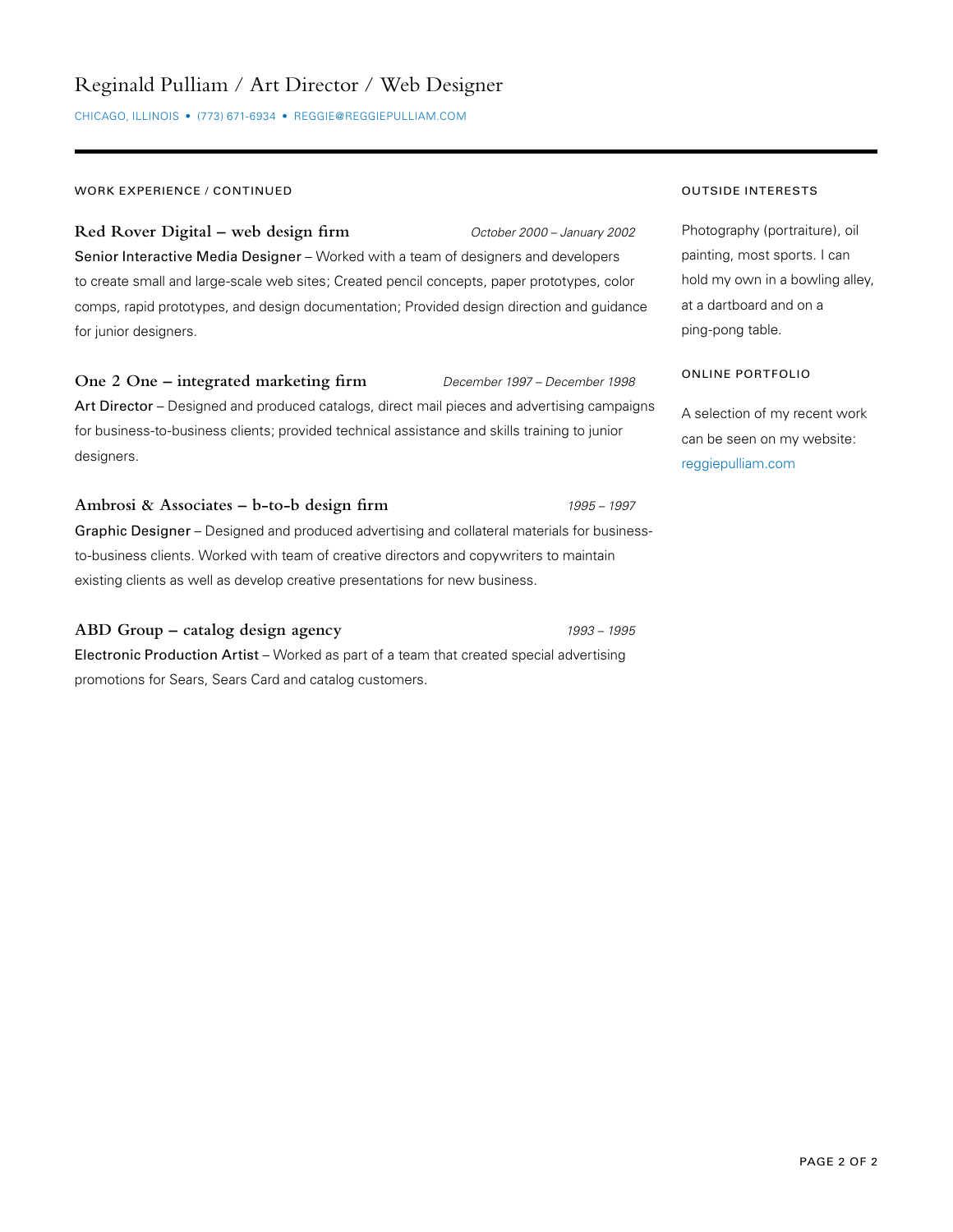# Reginald Pulliam / Art Director / Web Designer

CHICAGO, ILLINOIS • (773) 671-6934 • REGGIE@REGGIEPULLIAM.COM

## WORK EXPERIENCE / CONTINUED

### Red Rover Digital – web design firm

*October 2000 – January 2002*

Senior Interactive Media Designer – Worked with a team of designers and developers to create small and large-scale web sites; Created pencil concepts, paper prototypes, color comps, rapid prototypes, and design documentation; Provided design direction and guidance for junior designers.

### One 2 One – integrated marketing firm

*December 1997 – December 1998*

Art Director – Designed and produced catalogs, direct mail pieces and advertising campaigns for business-to-business clients; provided technical assistance and skills training to junior designers.

### Ambrosi & Associates – b-to-b design firm

*1995 – 1997*

Graphic Designer – Designed and produced advertising and collateral materials for business-to-business clients. Worked with team of creative directors and copywriters to maintain existing clients as well as develop creative presentations for new business.

### ABD Group – catalog design agency

*1993 – 1995*

Electronic Production Artist – Worked as part of a team that created special advertising promotions for Sears, Sears Card and catalog customers.

## OUTSIDE INTERESTS

Photography (portraiture), oil painting, most sports. I can hold my own in a bowling alley, at a dartboard and on a ping-pong table.

## ONLINE PORTFOLIO

A selection of my recent work can be seen on my website: reggiepulliam.com